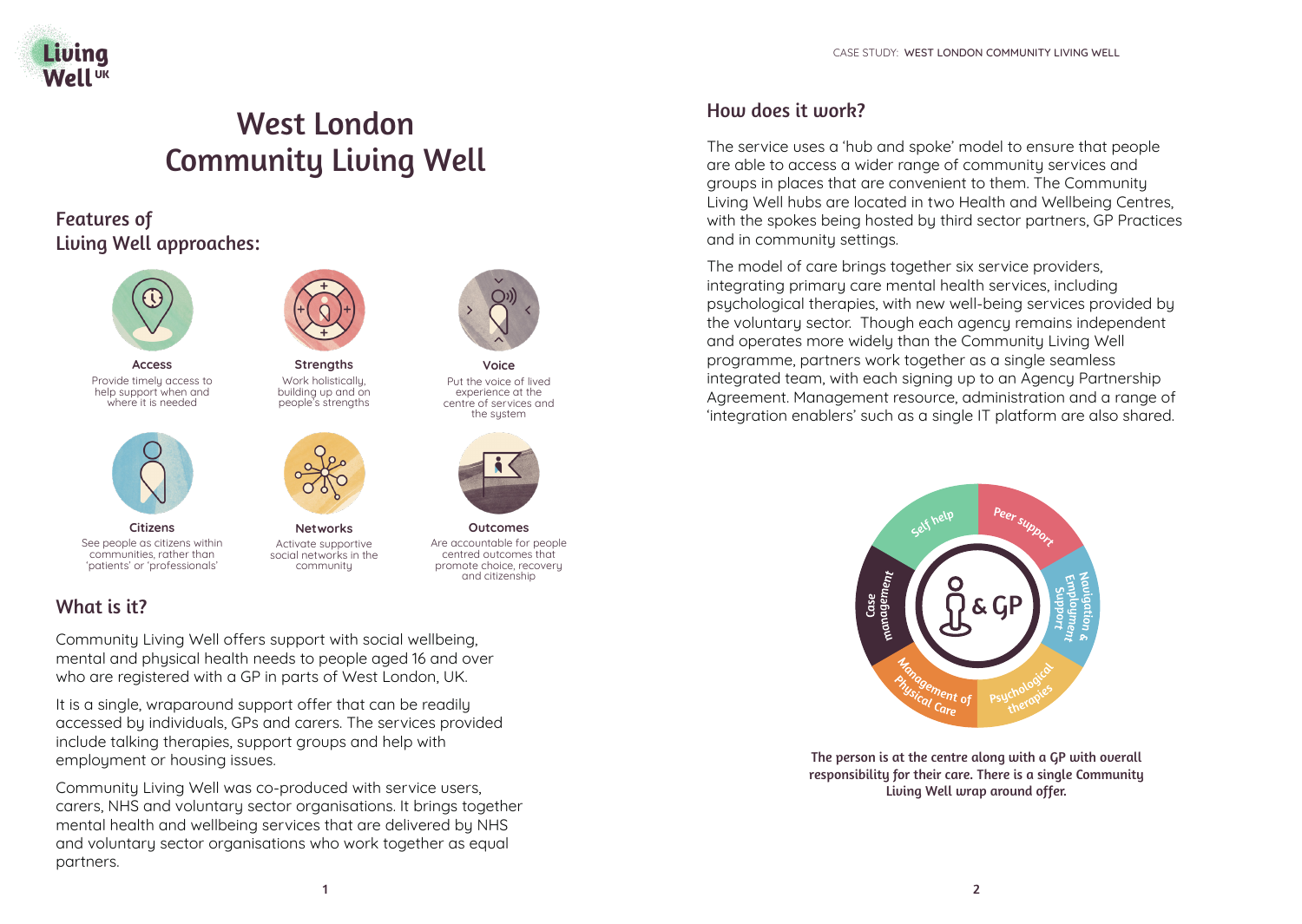# West London Community Living Well

## Features of Living Well approaches:

**Access**
Provide timely access to help support when and where it is needed

**Strengths**
Work holistically, building up and on people's strengths

**Voice**
Put the voice of lived experience at the centre of services and the system

**Citizens**
See people as citizens within communities, rather than 'patients' or 'professionals'

**Networks**
Activate supportive social networks in the community

**Outcomes**
Are accountable for people centred outcomes that promote choice, recovery and citizenship

## What is it?

Community Living Well offers support with social wellbeing, mental and physical health needs to people aged 16 and over who are registered with a GP in parts of West London, UK.

It is a single, wraparound support offer that can be readily accessed by individuals, GPs and carers. The services provided include talking therapies, support groups and help with employment or housing issues.

Community Living Well was co-produced with service users, carers, NHS and voluntary sector organisations. It brings together mental health and wellbeing services that are delivered by NHS and voluntary sector organisations who work together as equal partners.

## How does it work?

The service uses a 'hub and spoke' model to ensure that people are able to access a wider range of community services and groups in places that are convenient to them. The Community Living Well hubs are located in two Health and Wellbeing Centres, with the spokes being hosted by third sector partners, GP Practices and in community settings.

The model of care brings together six service providers, integrating primary care mental health services, including psychological therapies, with new well-being services provided by the voluntary sector. Though each agency remains independent and operates more widely than the Community Living Well programme, partners work together as a single seamless integrated team, with each signing up to an Agency Partnership Agreement. Management resource, administration and a range of 'integration enablers' such as a single IT platform are also shared.

Self help · Peer support · Navigation & Employment Support · Psychological therapies · Management of Physical Care · Case management · & GP

**The person is at the centre along with a GP with overall responsibility for their care. There is a single Community Living Well wrap around offer.**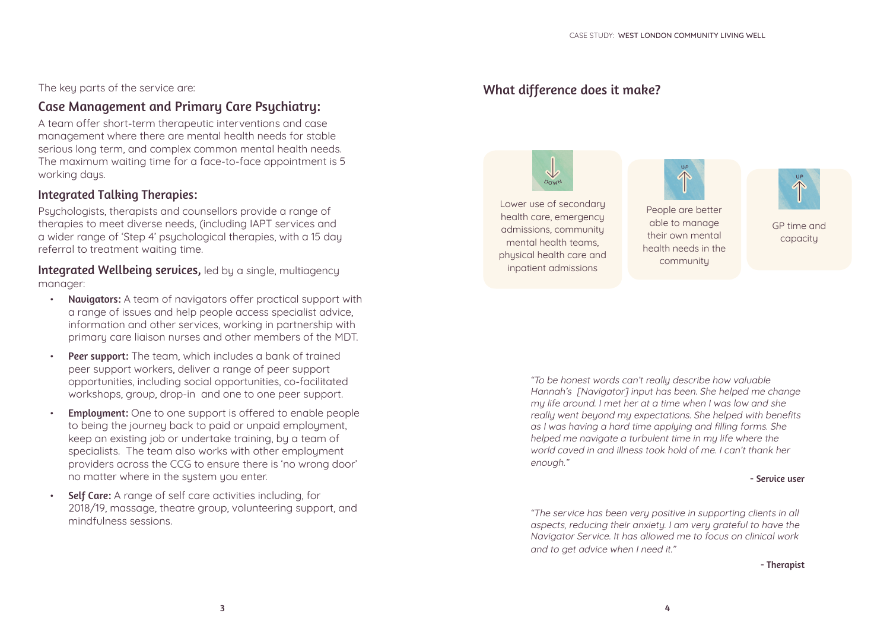The key parts of the service are:

## Case Management and Primary Care Psychiatry:

A team offer short-term therapeutic interventions and case management where there are mental health needs for stable serious long term, and complex common mental health needs. The maximum waiting time for a face-to-face appointment is 5 working days.

## Integrated Talking Therapies:

Psychologists, therapists and counsellors provide a range of therapies to meet diverse needs, (including IAPT services and a wider range of 'Step 4' psychological therapies, with a 15 day referral to treatment waiting time.

**Integrated Wellbeing services,** led by a single, multiagency manager:

- **Navigators:** A team of navigators offer practical support with a range of issues and help people access specialist advice, information and other services, working in partnership with primary care liaison nurses and other members of the MDT.
- **Peer support:** The team, which includes a bank of trained peer support workers, deliver a range of peer support opportunities, including social opportunities, co-facilitated workshops, group, drop-in and one to one peer support.
- **Employment:** One to one support is offered to enable people to being the journey back to paid or unpaid employment, keep an existing job or undertake training, by a team of specialists. The team also works with other employment providers across the CCG to ensure there is 'no wrong door' no matter where in the system you enter.
- **Self Care:** A range of self care activities including, for 2018/19, massage, theatre group, volunteering support, and mindfulness sessions.

## What difference does it make?

**DOWN** – Lower use of secondary health care, emergency admissions, community mental health teams, physical health care and inpatient admissions

**UP** – People are better able to manage their own mental health needs in the community

**UP** – GP time and capacity

*"To be honest words can't really describe how valuable Hannah's [Navigator] input has been. She helped me change my life around. I met her at a time when I was low and she really went beyond my expectations. She helped with benefits as I was having a hard time applying and filling forms. She helped me navigate a turbulent time in my life where the world caved in and illness took hold of me. I can't thank her enough."*

**- Service user**

*"The service has been very positive in supporting clients in all aspects, reducing their anxiety. I am very grateful to have the Navigator Service. It has allowed me to focus on clinical work and to get advice when I need it."*

**- Therapist**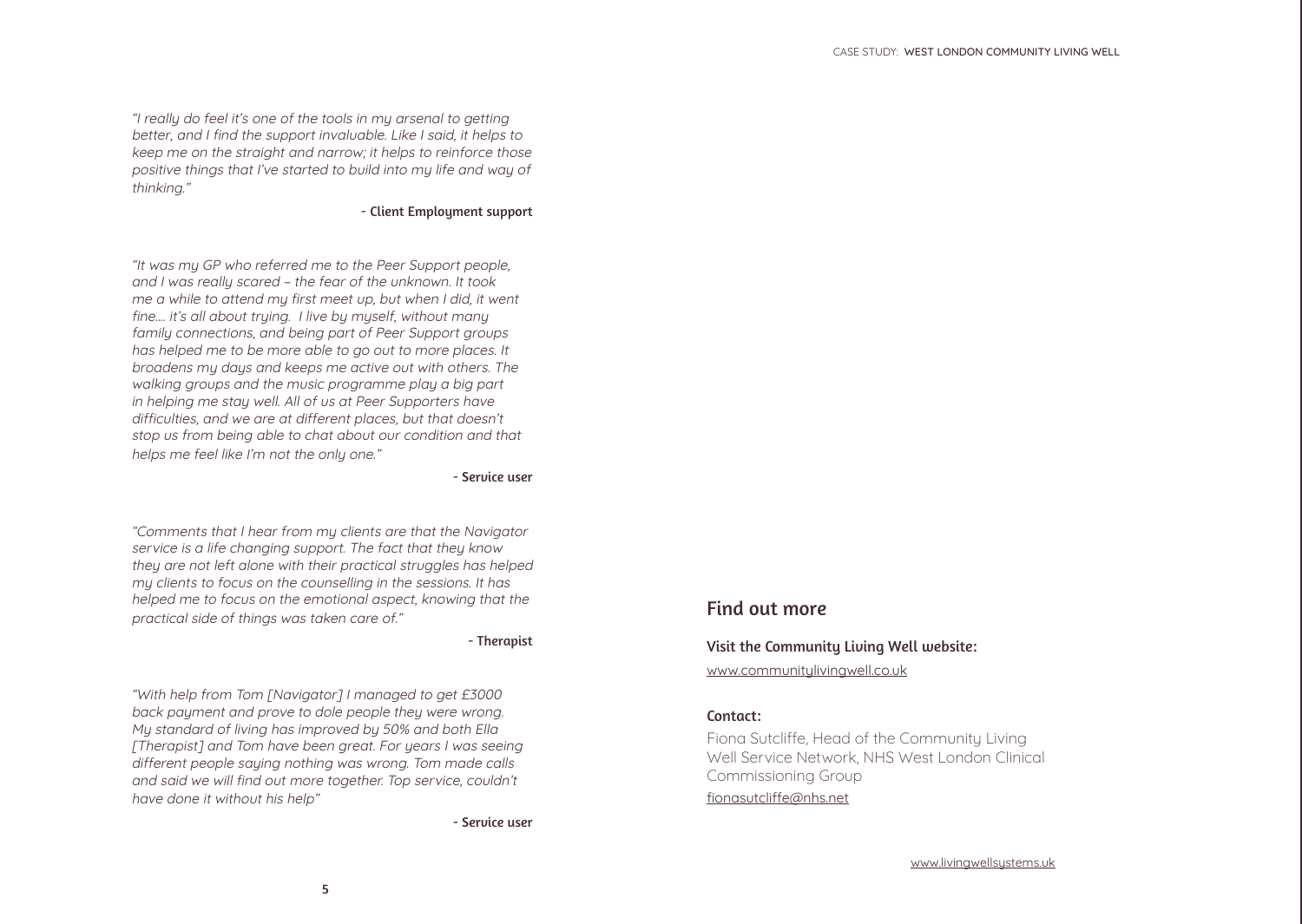*"I really do feel it's one of the tools in my arsenal to getting better, and I find the support invaluable. Like I said, it helps to keep me on the straight and narrow; it helps to reinforce those positive things that I've started to build into my life and way of thinking."*

**- Client Employment support**

*"It was my GP who referred me to the Peer Support people, and I was really scared – the fear of the unknown. It took me a while to attend my first meet up, but when I did, it went fine…. it's all about trying. I live by myself, without many family connections, and being part of Peer Support groups has helped me to be more able to go out to more places. It broadens my days and keeps me active out with others. The walking groups and the music programme play a big part in helping me stay well. All of us at Peer Supporters have difficulties, and we are at different places, but that doesn't stop us from being able to chat about our condition and that helps me feel like I'm not the only one."*

**- Service user**

*"Comments that I hear from my clients are that the Navigator service is a life changing support. The fact that they know they are not left alone with their practical struggles has helped my clients to focus on the counselling in the sessions. It has helped me to focus on the emotional aspect, knowing that the practical side of things was taken care of."*

**- Therapist**

*"With help from Tom [Navigator] I managed to get £3000 back payment and prove to dole people they were wrong. My standard of living has improved by 50% and both Ella [Therapist] and Tom have been great. For years I was seeing different people saying nothing was wrong. Tom made calls and said we will find out more together. Top service, couldn't have done it without his help"*

**- Service user**

## Find out more

**Visit the Community Living Well website:**

www.communitylivingwell.co.uk

**Contact:**

Fiona Sutcliffe, Head of the Community Living Well Service Network, NHS West London Clinical Commissioning Group

fionasutcliffe@nhs.net

www.livingwellsystems.uk